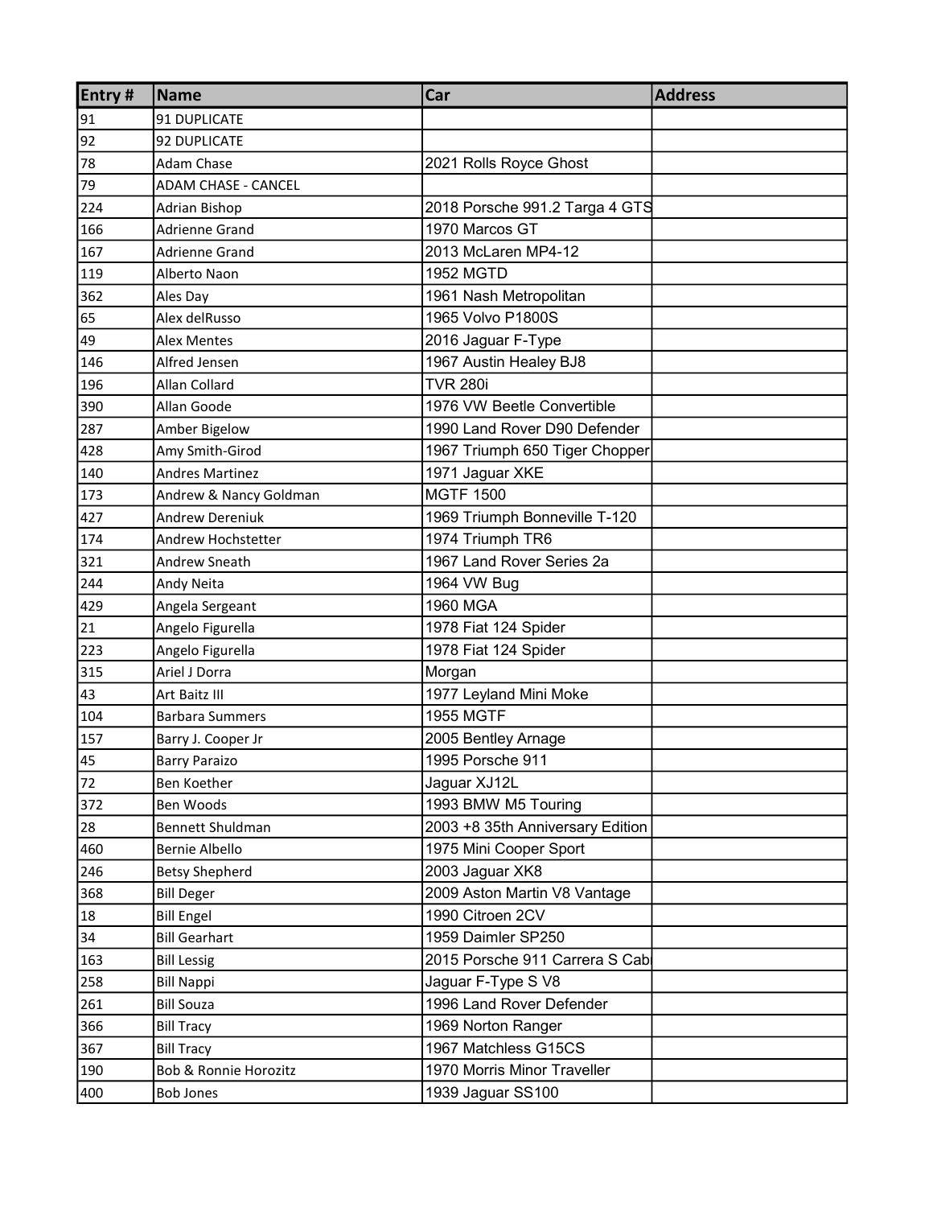| Entry # | Name | Car | Address |
| --- | --- | --- | --- |
| 91 | 91 DUPLICATE | | |
| 92 | 92 DUPLICATE | | |
| 78 | Adam Chase | 2021 Rolls Royce Ghost | |
| 79 | ADAM CHASE - CANCEL | | |
| 224 | Adrian Bishop | 2018 Porsche 991.2 Targa 4 GTS | |
| 166 | Adrienne Grand | 1970 Marcos GT | |
| 167 | Adrienne Grand | 2013 McLaren MP4-12 | |
| 119 | Alberto Naon | 1952 MGTD | |
| 362 | Ales Day | 1961 Nash Metropolitan | |
| 65 | Alex delRusso | 1965 Volvo P1800S | |
| 49 | Alex Mentes | 2016 Jaguar F-Type | |
| 146 | Alfred Jensen | 1967 Austin Healey BJ8 | |
| 196 | Allan Collard | TVR 280i | |
| 390 | Allan Goode | 1976 VW Beetle Convertible | |
| 287 | Amber Bigelow | 1990 Land Rover D90 Defender | |
| 428 | Amy Smith-Girod | 1967 Triumph 650 Tiger Chopper | |
| 140 | Andres Martinez | 1971 Jaguar XKE | |
| 173 | Andrew & Nancy Goldman | MGTF 1500 | |
| 427 | Andrew Dereniuk | 1969 Triumph Bonneville T-120 | |
| 174 | Andrew Hochstetter | 1974 Triumph TR6 | |
| 321 | Andrew Sneath | 1967 Land Rover Series 2a | |
| 244 | Andy Neita | 1964 VW Bug | |
| 429 | Angela Sergeant | 1960 MGA | |
| 21 | Angelo Figurella | 1978 Fiat 124 Spider | |
| 223 | Angelo Figurella | 1978 Fiat 124 Spider | |
| 315 | Ariel J Dorra | Morgan | |
| 43 | Art Baitz III | 1977 Leyland Mini Moke | |
| 104 | Barbara Summers | 1955 MGTF | |
| 157 | Barry J. Cooper Jr | 2005 Bentley Arnage | |
| 45 | Barry Paraizo | 1995 Porsche 911 | |
| 72 | Ben Koether | Jaguar XJ12L | |
| 372 | Ben Woods | 1993 BMW M5 Touring | |
| 28 | Bennett Shuldman | 2003 +8 35th Anniversary Edition | |
| 460 | Bernie Albello | 1975 Mini Cooper Sport | |
| 246 | Betsy Shepherd | 2003 Jaguar XK8 | |
| 368 | Bill Deger | 2009 Aston Martin V8 Vantage | |
| 18 | Bill Engel | 1990 Citroen 2CV | |
| 34 | Bill Gearhart | 1959 Daimler SP250 | |
| 163 | Bill Lessig | 2015 Porsche 911 Carrera S Cab | |
| 258 | Bill Nappi | Jaguar F-Type S V8 | |
| 261 | Bill Souza | 1996 Land Rover Defender | |
| 366 | Bill Tracy | 1969 Norton Ranger | |
| 367 | Bill Tracy | 1967 Matchless G15CS | |
| 190 | Bob & Ronnie Horozitz | 1970 Morris Minor Traveller | |
| 400 | Bob Jones | 1939 Jaguar SS100 | |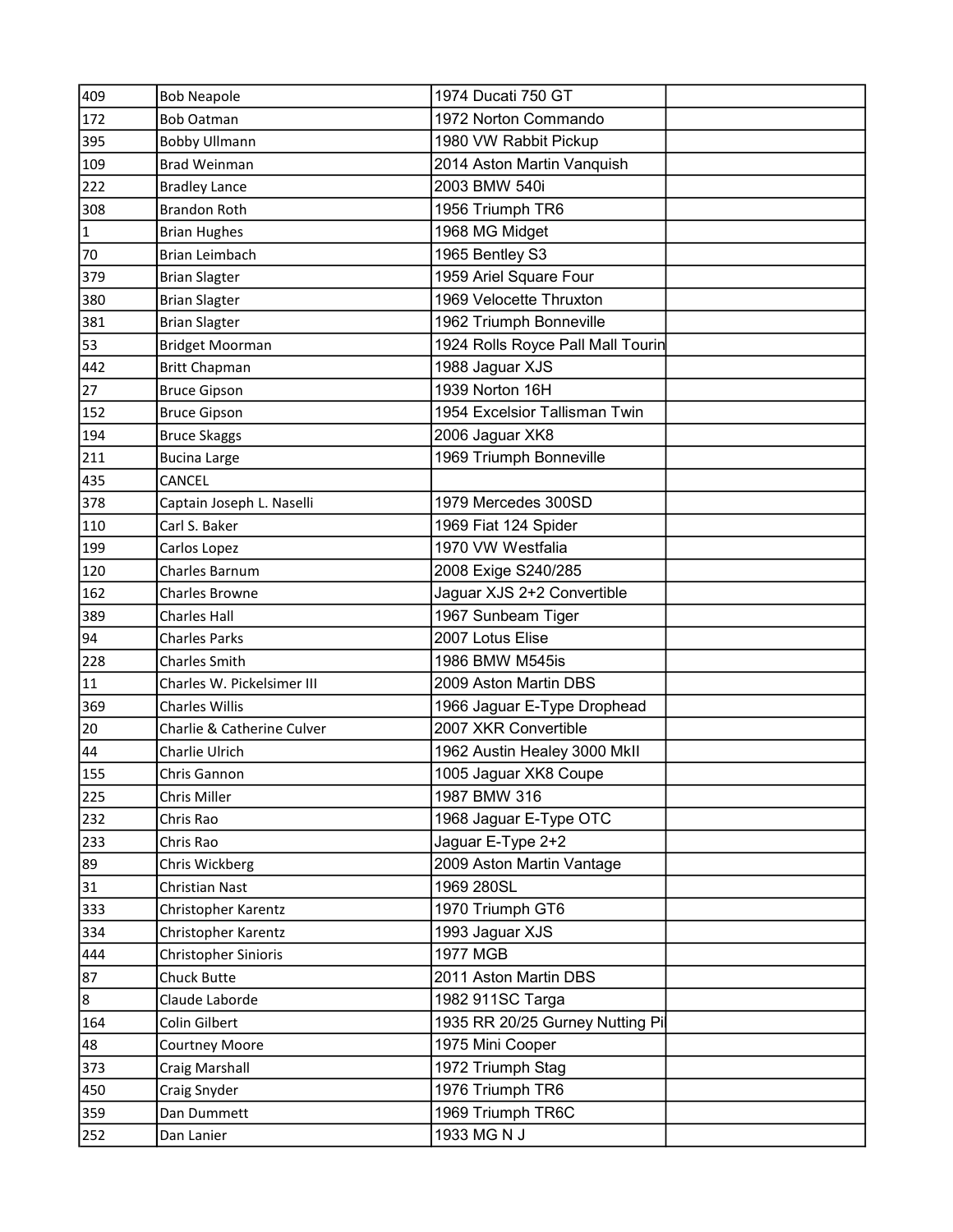| | | | |
|---|---|---|---|
| 409 | Bob Neapole | 1974 Ducati 750 GT | |
| 172 | Bob Oatman | 1972 Norton Commando | |
| 395 | Bobby Ullmann | 1980 VW Rabbit Pickup | |
| 109 | Brad Weinman | 2014 Aston Martin Vanquish | |
| 222 | Bradley Lance | 2003 BMW 540i | |
| 308 | Brandon Roth | 1956 Triumph TR6 | |
| 1 | Brian Hughes | 1968 MG Midget | |
| 70 | Brian Leimbach | 1965 Bentley S3 | |
| 379 | Brian Slagter | 1959 Ariel Square Four | |
| 380 | Brian Slagter | 1969 Velocette Thruxton | |
| 381 | Brian Slagter | 1962 Triumph Bonneville | |
| 53 | Bridget Moorman | 1924 Rolls Royce Pall Mall Tourin | |
| 442 | Britt Chapman | 1988 Jaguar XJS | |
| 27 | Bruce Gipson | 1939 Norton 16H | |
| 152 | Bruce Gipson | 1954 Excelsior Tallisman Twin | |
| 194 | Bruce Skaggs | 2006 Jaguar XK8 | |
| 211 | Bucina Large | 1969 Triumph Bonneville | |
| 435 | CANCEL | | |
| 378 | Captain Joseph L. Naselli | 1979 Mercedes 300SD | |
| 110 | Carl S. Baker | 1969 Fiat 124 Spider | |
| 199 | Carlos Lopez | 1970 VW Westfalia | |
| 120 | Charles Barnum | 2008 Exige S240/285 | |
| 162 | Charles Browne | Jaguar XJS 2+2 Convertible | |
| 389 | Charles Hall | 1967 Sunbeam Tiger | |
| 94 | Charles Parks | 2007 Lotus Elise | |
| 228 | Charles Smith | 1986 BMW M545is | |
| 11 | Charles W. Pickelsimer III | 2009 Aston Martin DBS | |
| 369 | Charles Willis | 1966 Jaguar E-Type Drophead | |
| 20 | Charlie & Catherine Culver | 2007 XKR Convertible | |
| 44 | Charlie Ulrich | 1962 Austin Healey 3000 MkII | |
| 155 | Chris Gannon | 1005 Jaguar XK8 Coupe | |
| 225 | Chris Miller | 1987 BMW 316 | |
| 232 | Chris Rao | 1968 Jaguar E-Type OTC | |
| 233 | Chris Rao | Jaguar E-Type 2+2 | |
| 89 | Chris Wickberg | 2009 Aston Martin Vantage | |
| 31 | Christian Nast | 1969 280SL | |
| 333 | Christopher Karentz | 1970 Triumph GT6 | |
| 334 | Christopher Karentz | 1993 Jaguar XJS | |
| 444 | Christopher Sinioris | 1977 MGB | |
| 87 | Chuck Butte | 2011 Aston Martin DBS | |
| 8 | Claude Laborde | 1982 911SC Targa | |
| 164 | Colin Gilbert | 1935 RR 20/25 Gurney Nutting Pi | |
| 48 | Courtney Moore | 1975 Mini Cooper | |
| 373 | Craig Marshall | 1972 Triumph Stag | |
| 450 | Craig Snyder | 1976 Triumph TR6 | |
| 359 | Dan Dummett | 1969 Triumph TR6C | |
| 252 | Dan Lanier | 1933 MG N J | |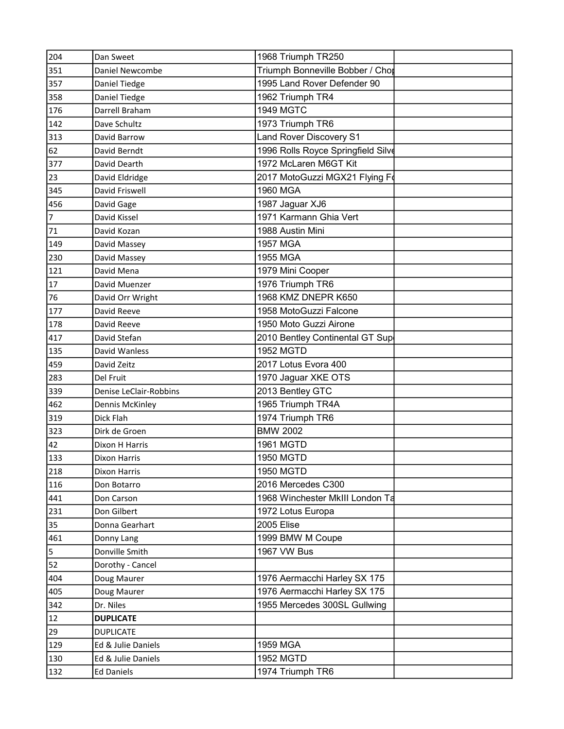| | | | |
|---|---|---|---|
| 204 | Dan Sweet | 1968 Triumph TR250 | |
| 351 | Daniel Newcombe | Triumph Bonneville Bobber / Chop | |
| 357 | Daniel Tiedge | 1995 Land Rover Defender 90 | |
| 358 | Daniel Tiedge | 1962 Triumph TR4 | |
| 176 | Darrell Braham | 1949 MGTC | |
| 142 | Dave Schultz | 1973 Triumph TR6 | |
| 313 | David Barrow | Land Rover Discovery S1 | |
| 62 | David Berndt | 1996 Rolls Royce Springfield Silve | |
| 377 | David Dearth | 1972 McLaren M6GT Kit | |
| 23 | David Eldridge | 2017 MotoGuzzi MGX21 Flying Fo | |
| 345 | David Friswell | 1960 MGA | |
| 456 | David Gage | 1987 Jaguar XJ6 | |
| 7 | David Kissel | 1971 Karmann Ghia Vert | |
| 71 | David Kozan | 1988 Austin Mini | |
| 149 | David Massey | 1957 MGA | |
| 230 | David Massey | 1955 MGA | |
| 121 | David Mena | 1979 Mini Cooper | |
| 17 | David Muenzer | 1976 Triumph TR6 | |
| 76 | David Orr Wright | 1968 KMZ DNEPR K650 | |
| 177 | David Reeve | 1958 MotoGuzzi Falcone | |
| 178 | David Reeve | 1950 Moto Guzzi Airone | |
| 417 | David Stefan | 2010 Bentley Continental GT Sup | |
| 135 | David Wanless | 1952 MGTD | |
| 459 | David Zeitz | 2017 Lotus Evora 400 | |
| 283 | Del Fruit | 1970 Jaguar XKE OTS | |
| 339 | Denise LeClair-Robbins | 2013 Bentley GTC | |
| 462 | Dennis McKinley | 1965 Triumph TR4A | |
| 319 | Dick Flah | 1974 Triumph TR6 | |
| 323 | Dirk de Groen | BMW 2002 | |
| 42 | Dixon H Harris | 1961 MGTD | |
| 133 | Dixon Harris | 1950 MGTD | |
| 218 | Dixon Harris | 1950 MGTD | |
| 116 | Don Botarro | 2016 Mercedes C300 | |
| 441 | Don Carson | 1968 Winchester MkIII London Ta | |
| 231 | Don Gilbert | 1972 Lotus Europa | |
| 35 | Donna Gearhart | 2005 Elise | |
| 461 | Donny Lang | 1999 BMW M Coupe | |
| 5 | Donville Smith | 1967 VW Bus | |
| 52 | Dorothy - Cancel | | |
| 404 | Doug Maurer | 1976 Aermacchi Harley SX 175 | |
| 405 | Doug Maurer | 1976 Aermacchi Harley SX 175 | |
| 342 | Dr. Niles | 1955 Mercedes 300SL Gullwing | |
| 12 | **DUPLICATE** | | |
| 29 | DUPLICATE | | |
| 129 | Ed & Julie Daniels | 1959 MGA | |
| 130 | Ed & Julie Daniels | 1952 MGTD | |
| 132 | Ed Daniels | 1974 Triumph TR6 | |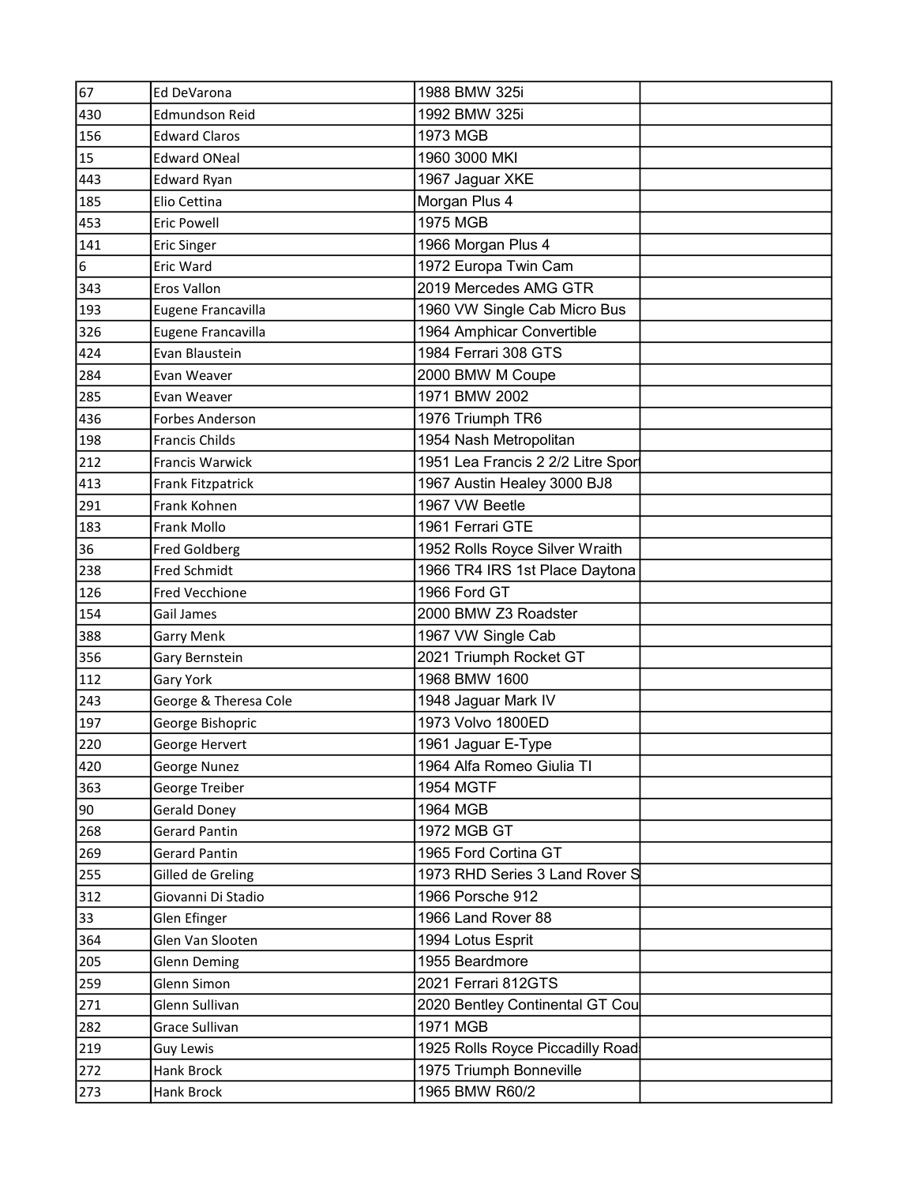| | | | |
|---|---|---|---|
| 67 | Ed DeVarona | 1988 BMW 325i | |
| 430 | Edmundson Reid | 1992 BMW 325i | |
| 156 | Edward Claros | 1973 MGB | |
| 15 | Edward ONeal | 1960 3000 MKI | |
| 443 | Edward Ryan | 1967 Jaguar XKE | |
| 185 | Elio Cettina | Morgan Plus 4 | |
| 453 | Eric Powell | 1975 MGB | |
| 141 | Eric Singer | 1966 Morgan Plus 4 | |
| 6 | Eric Ward | 1972 Europa Twin Cam | |
| 343 | Eros Vallon | 2019 Mercedes AMG GTR | |
| 193 | Eugene Francavilla | 1960 VW Single Cab Micro Bus | |
| 326 | Eugene Francavilla | 1964 Amphicar Convertible | |
| 424 | Evan Blaustein | 1984 Ferrari 308 GTS | |
| 284 | Evan Weaver | 2000 BMW M Coupe | |
| 285 | Evan Weaver | 1971 BMW 2002 | |
| 436 | Forbes Anderson | 1976 Triumph TR6 | |
| 198 | Francis Childs | 1954 Nash Metropolitan | |
| 212 | Francis Warwick | 1951 Lea Francis 2 2/2 Litre Sport | |
| 413 | Frank Fitzpatrick | 1967 Austin Healey 3000 BJ8 | |
| 291 | Frank Kohnen | 1967 VW Beetle | |
| 183 | Frank Mollo | 1961 Ferrari GTE | |
| 36 | Fred Goldberg | 1952 Rolls Royce Silver Wraith | |
| 238 | Fred Schmidt | 1966 TR4 IRS 1st Place Daytona | |
| 126 | Fred Vecchione | 1966 Ford GT | |
| 154 | Gail James | 2000 BMW Z3 Roadster | |
| 388 | Garry Menk | 1967 VW Single Cab | |
| 356 | Gary Bernstein | 2021 Triumph Rocket GT | |
| 112 | Gary York | 1968 BMW 1600 | |
| 243 | George & Theresa Cole | 1948 Jaguar Mark IV | |
| 197 | George Bishopric | 1973 Volvo 1800ED | |
| 220 | George Hervert | 1961 Jaguar E-Type | |
| 420 | George Nunez | 1964 Alfa Romeo Giulia TI | |
| 363 | George Treiber | 1954 MGTF | |
| 90 | Gerald Doney | 1964 MGB | |
| 268 | Gerard Pantin | 1972 MGB GT | |
| 269 | Gerard Pantin | 1965 Ford Cortina GT | |
| 255 | Gilled de Greling | 1973 RHD Series 3 Land Rover S | |
| 312 | Giovanni Di Stadio | 1966 Porsche 912 | |
| 33 | Glen Efinger | 1966 Land Rover 88 | |
| 364 | Glen Van Slooten | 1994 Lotus Esprit | |
| 205 | Glenn Deming | 1955 Beardmore | |
| 259 | Glenn Simon | 2021 Ferrari 812GTS | |
| 271 | Glenn Sullivan | 2020 Bentley Continental GT Cou | |
| 282 | Grace Sullivan | 1971 MGB | |
| 219 | Guy Lewis | 1925 Rolls Royce Piccadilly Road | |
| 272 | Hank Brock | 1975 Triumph Bonneville | |
| 273 | Hank Brock | 1965 BMW R60/2 | |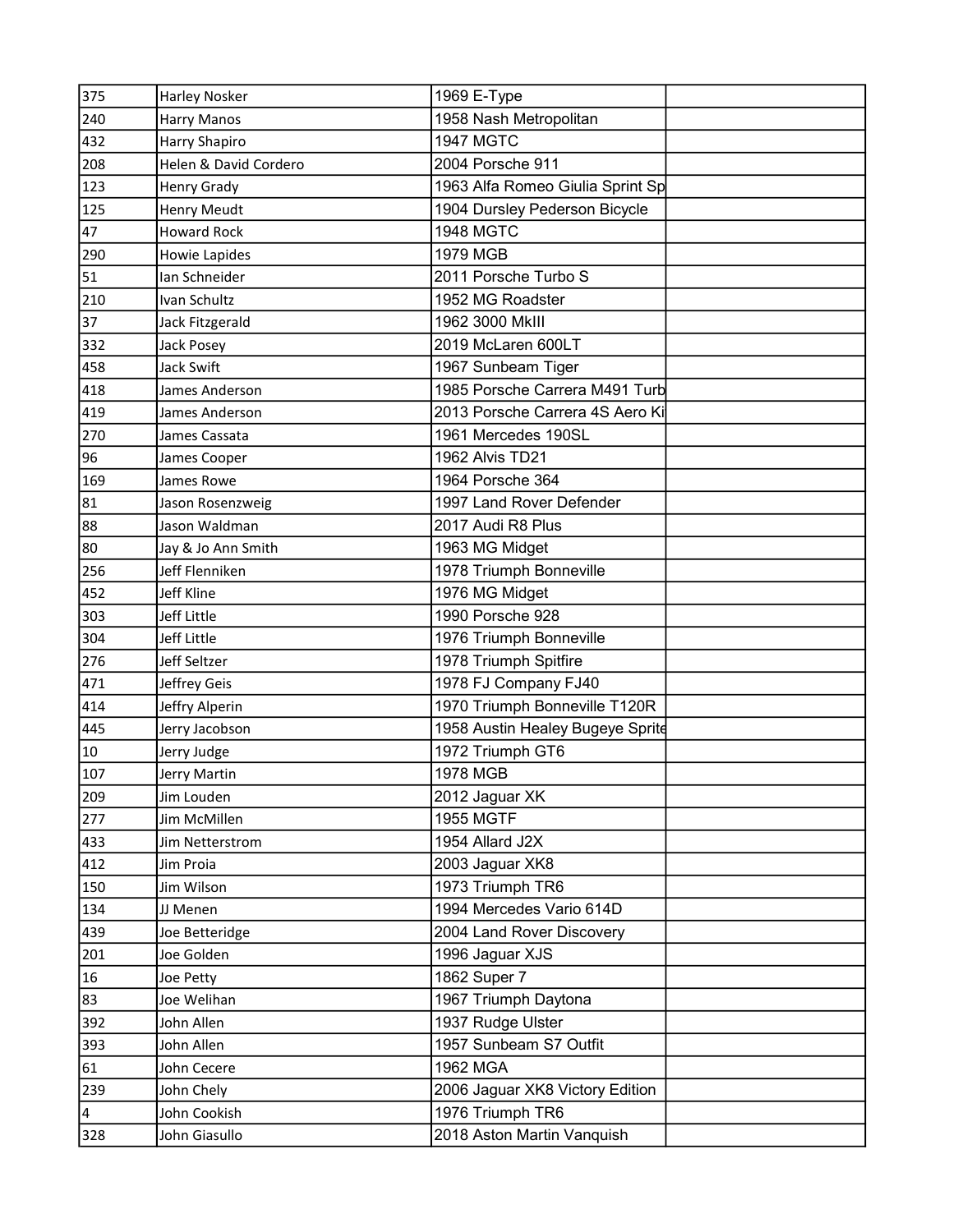| | | | |
|---|---|---|---|
| 375 | Harley Nosker | 1969 E-Type | |
| 240 | Harry Manos | 1958 Nash Metropolitan | |
| 432 | Harry Shapiro | 1947 MGTC | |
| 208 | Helen & David Cordero | 2004 Porsche 911 | |
| 123 | Henry Grady | 1963 Alfa Romeo Giulia Sprint Sp | |
| 125 | Henry Meudt | 1904 Dursley Pederson Bicycle | |
| 47 | Howard Rock | 1948 MGTC | |
| 290 | Howie Lapides | 1979 MGB | |
| 51 | Ian Schneider | 2011 Porsche Turbo S | |
| 210 | Ivan Schultz | 1952 MG Roadster | |
| 37 | Jack Fitzgerald | 1962 3000 MkIII | |
| 332 | Jack Posey | 2019 McLaren 600LT | |
| 458 | Jack Swift | 1967 Sunbeam Tiger | |
| 418 | James Anderson | 1985 Porsche Carrera M491 Turb | |
| 419 | James Anderson | 2013 Porsche Carrera 4S Aero Ki | |
| 270 | James Cassata | 1961 Mercedes 190SL | |
| 96 | James Cooper | 1962 Alvis TD21 | |
| 169 | James Rowe | 1964 Porsche 364 | |
| 81 | Jason Rosenzweig | 1997 Land Rover Defender | |
| 88 | Jason Waldman | 2017 Audi R8 Plus | |
| 80 | Jay & Jo Ann Smith | 1963 MG Midget | |
| 256 | Jeff Flenniken | 1978 Triumph Bonneville | |
| 452 | Jeff Kline | 1976 MG Midget | |
| 303 | Jeff Little | 1990 Porsche 928 | |
| 304 | Jeff Little | 1976 Triumph Bonneville | |
| 276 | Jeff Seltzer | 1978 Triumph Spitfire | |
| 471 | Jeffrey Geis | 1978 FJ Company FJ40 | |
| 414 | Jeffry Alperin | 1970 Triumph Bonneville T120R | |
| 445 | Jerry Jacobson | 1958 Austin Healey Bugeye Sprite | |
| 10 | Jerry Judge | 1972 Triumph GT6 | |
| 107 | Jerry Martin | 1978 MGB | |
| 209 | Jim Louden | 2012 Jaguar XK | |
| 277 | Jim McMillen | 1955 MGTF | |
| 433 | Jim Netterstrom | 1954 Allard J2X | |
| 412 | Jim Proia | 2003 Jaguar XK8 | |
| 150 | Jim Wilson | 1973 Triumph TR6 | |
| 134 | JJ Menen | 1994 Mercedes Vario 614D | |
| 439 | Joe Betteridge | 2004 Land Rover Discovery | |
| 201 | Joe Golden | 1996 Jaguar XJS | |
| 16 | Joe Petty | 1862 Super 7 | |
| 83 | Joe Welihan | 1967 Triumph Daytona | |
| 392 | John Allen | 1937 Rudge Ulster | |
| 393 | John Allen | 1957 Sunbeam S7 Outfit | |
| 61 | John Cecere | 1962 MGA | |
| 239 | John Chely | 2006 Jaguar XK8 Victory Edition | |
| 4 | John Cookish | 1976 Triumph TR6 | |
| 328 | John Giasullo | 2018 Aston Martin Vanquish | |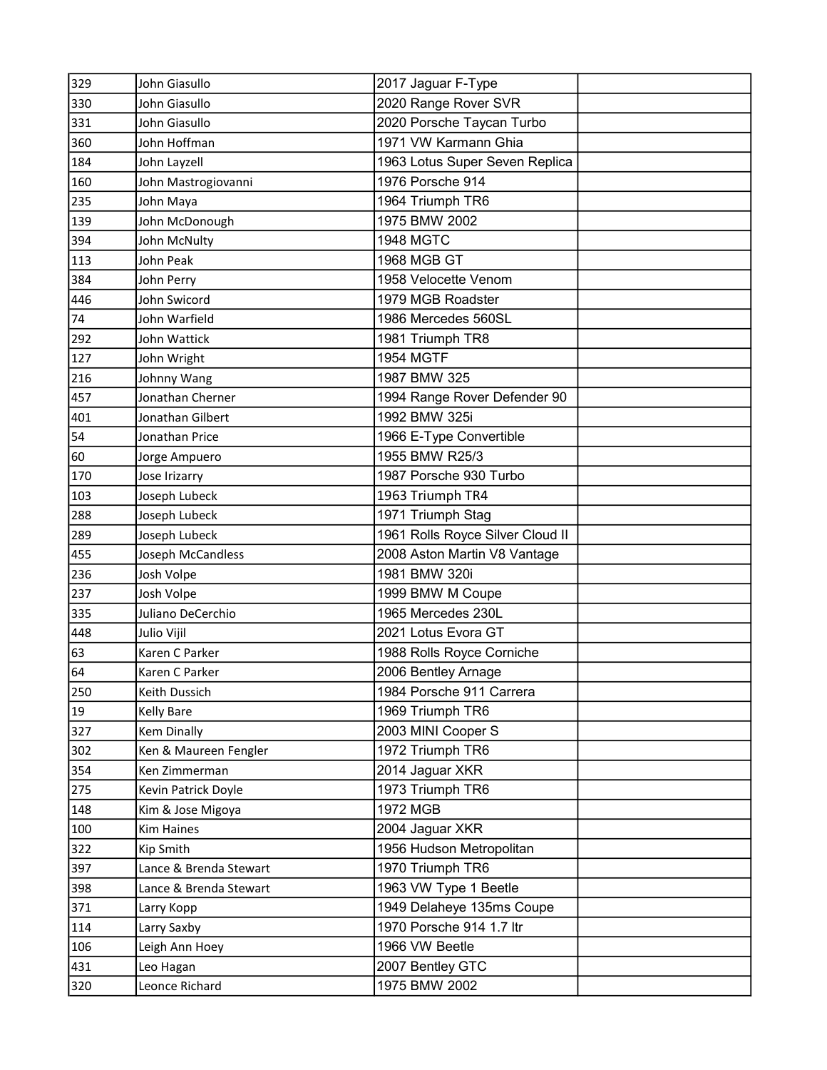| | | | |
|---|---|---|---|
| 329 | John Giasullo | 2017 Jaguar F-Type | |
| 330 | John Giasullo | 2020 Range Rover SVR | |
| 331 | John Giasullo | 2020 Porsche Taycan Turbo | |
| 360 | John Hoffman | 1971 VW Karmann Ghia | |
| 184 | John Layzell | 1963 Lotus Super Seven Replica | |
| 160 | John Mastrogiovanni | 1976 Porsche 914 | |
| 235 | John Maya | 1964 Triumph TR6 | |
| 139 | John McDonough | 1975 BMW 2002 | |
| 394 | John McNulty | 1948 MGTC | |
| 113 | John Peak | 1968 MGB GT | |
| 384 | John Perry | 1958 Velocette Venom | |
| 446 | John Swicord | 1979 MGB Roadster | |
| 74 | John Warfield | 1986 Mercedes 560SL | |
| 292 | John Wattick | 1981 Triumph TR8 | |
| 127 | John Wright | 1954 MGTF | |
| 216 | Johnny Wang | 1987 BMW 325 | |
| 457 | Jonathan Cherner | 1994 Range Rover Defender 90 | |
| 401 | Jonathan Gilbert | 1992 BMW 325i | |
| 54 | Jonathan Price | 1966 E-Type Convertible | |
| 60 | Jorge Ampuero | 1955 BMW R25/3 | |
| 170 | Jose Irizarry | 1987 Porsche 930 Turbo | |
| 103 | Joseph Lubeck | 1963 Triumph TR4 | |
| 288 | Joseph Lubeck | 1971 Triumph Stag | |
| 289 | Joseph Lubeck | 1961 Rolls Royce Silver Cloud II | |
| 455 | Joseph McCandless | 2008 Aston Martin V8 Vantage | |
| 236 | Josh Volpe | 1981 BMW 320i | |
| 237 | Josh Volpe | 1999 BMW M Coupe | |
| 335 | Juliano DeCerchio | 1965 Mercedes 230L | |
| 448 | Julio Vijil | 2021 Lotus Evora GT | |
| 63 | Karen C Parker | 1988 Rolls Royce Corniche | |
| 64 | Karen C Parker | 2006 Bentley Arnage | |
| 250 | Keith Dussich | 1984 Porsche 911 Carrera | |
| 19 | Kelly Bare | 1969 Triumph TR6 | |
| 327 | Kem Dinally | 2003 MINI Cooper S | |
| 302 | Ken & Maureen Fengler | 1972 Triumph TR6 | |
| 354 | Ken Zimmerman | 2014 Jaguar XKR | |
| 275 | Kevin Patrick Doyle | 1973 Triumph TR6 | |
| 148 | Kim & Jose Migoya | 1972 MGB | |
| 100 | Kim Haines | 2004 Jaguar XKR | |
| 322 | Kip Smith | 1956 Hudson Metropolitan | |
| 397 | Lance & Brenda Stewart | 1970 Triumph TR6 | |
| 398 | Lance & Brenda Stewart | 1963 VW Type 1 Beetle | |
| 371 | Larry Kopp | 1949 Delaheye 135ms Coupe | |
| 114 | Larry Saxby | 1970 Porsche 914 1.7 ltr | |
| 106 | Leigh Ann Hoey | 1966 VW Beetle | |
| 431 | Leo Hagan | 2007 Bentley GTC | |
| 320 | Leonce Richard | 1975 BMW 2002 | |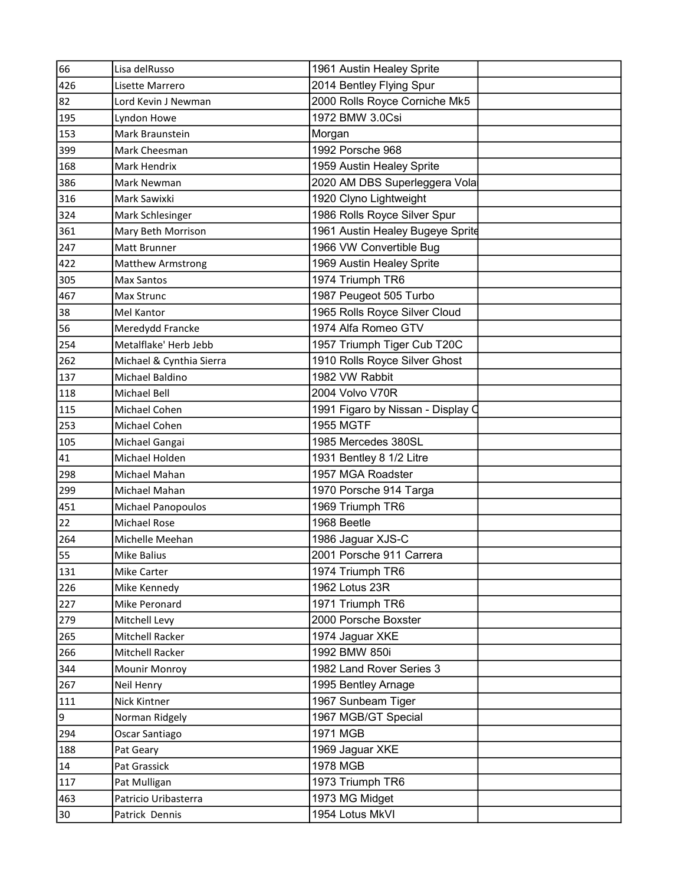| | | | |
|---|---|---|---|
| 66 | Lisa delRusso | 1961 Austin Healey Sprite | |
| 426 | Lisette Marrero | 2014 Bentley Flying Spur | |
| 82 | Lord Kevin J Newman | 2000 Rolls Royce Corniche Mk5 | |
| 195 | Lyndon Howe | 1972 BMW 3.0Csi | |
| 153 | Mark Braunstein | Morgan | |
| 399 | Mark Cheesman | 1992 Porsche 968 | |
| 168 | Mark Hendrix | 1959 Austin Healey Sprite | |
| 386 | Mark Newman | 2020 AM DBS Superleggera Vola | |
| 316 | Mark Sawixki | 1920 Clyno Lightweight | |
| 324 | Mark Schlesinger | 1986 Rolls Royce Silver Spur | |
| 361 | Mary Beth Morrison | 1961 Austin Healey Bugeye Sprite | |
| 247 | Matt Brunner | 1966 VW Convertible Bug | |
| 422 | Matthew Armstrong | 1969 Austin Healey Sprite | |
| 305 | Max Santos | 1974 Triumph TR6 | |
| 467 | Max Strunc | 1987 Peugeot 505 Turbo | |
| 38 | Mel Kantor | 1965 Rolls Royce Silver Cloud | |
| 56 | Meredydd Francke | 1974 Alfa Romeo GTV | |
| 254 | Metalflake' Herb Jebb | 1957 Triumph Tiger Cub T20C | |
| 262 | Michael & Cynthia Sierra | 1910 Rolls Royce Silver Ghost | |
| 137 | Michael Baldino | 1982 VW Rabbit | |
| 118 | Michael Bell | 2004 Volvo V70R | |
| 115 | Michael Cohen | 1991 Figaro by Nissan - Display C | |
| 253 | Michael Cohen | 1955 MGTF | |
| 105 | Michael Gangai | 1985 Mercedes 380SL | |
| 41 | Michael Holden | 1931 Bentley 8 1/2 Litre | |
| 298 | Michael Mahan | 1957 MGA Roadster | |
| 299 | Michael Mahan | 1970 Porsche 914 Targa | |
| 451 | Michael Panopoulos | 1969 Triumph TR6 | |
| 22 | Michael Rose | 1968 Beetle | |
| 264 | Michelle Meehan | 1986 Jaguar XJS-C | |
| 55 | Mike Balius | 2001 Porsche 911 Carrera | |
| 131 | Mike Carter | 1974 Triumph TR6 | |
| 226 | Mike Kennedy | 1962 Lotus 23R | |
| 227 | Mike Peronard | 1971 Triumph TR6 | |
| 279 | Mitchell Levy | 2000 Porsche Boxster | |
| 265 | Mitchell Racker | 1974 Jaguar XKE | |
| 266 | Mitchell Racker | 1992 BMW 850i | |
| 344 | Mounir Monroy | 1982 Land Rover Series 3 | |
| 267 | Neil Henry | 1995 Bentley Arnage | |
| 111 | Nick Kintner | 1967 Sunbeam Tiger | |
| 9 | Norman Ridgely | 1967 MGB/GT Special | |
| 294 | Oscar Santiago | 1971 MGB | |
| 188 | Pat Geary | 1969 Jaguar XKE | |
| 14 | Pat Grassick | 1978 MGB | |
| 117 | Pat Mulligan | 1973 Triumph TR6 | |
| 463 | Patricio Uribasterra | 1973 MG Midget | |
| 30 | Patrick  Dennis | 1954 Lotus MkVI | |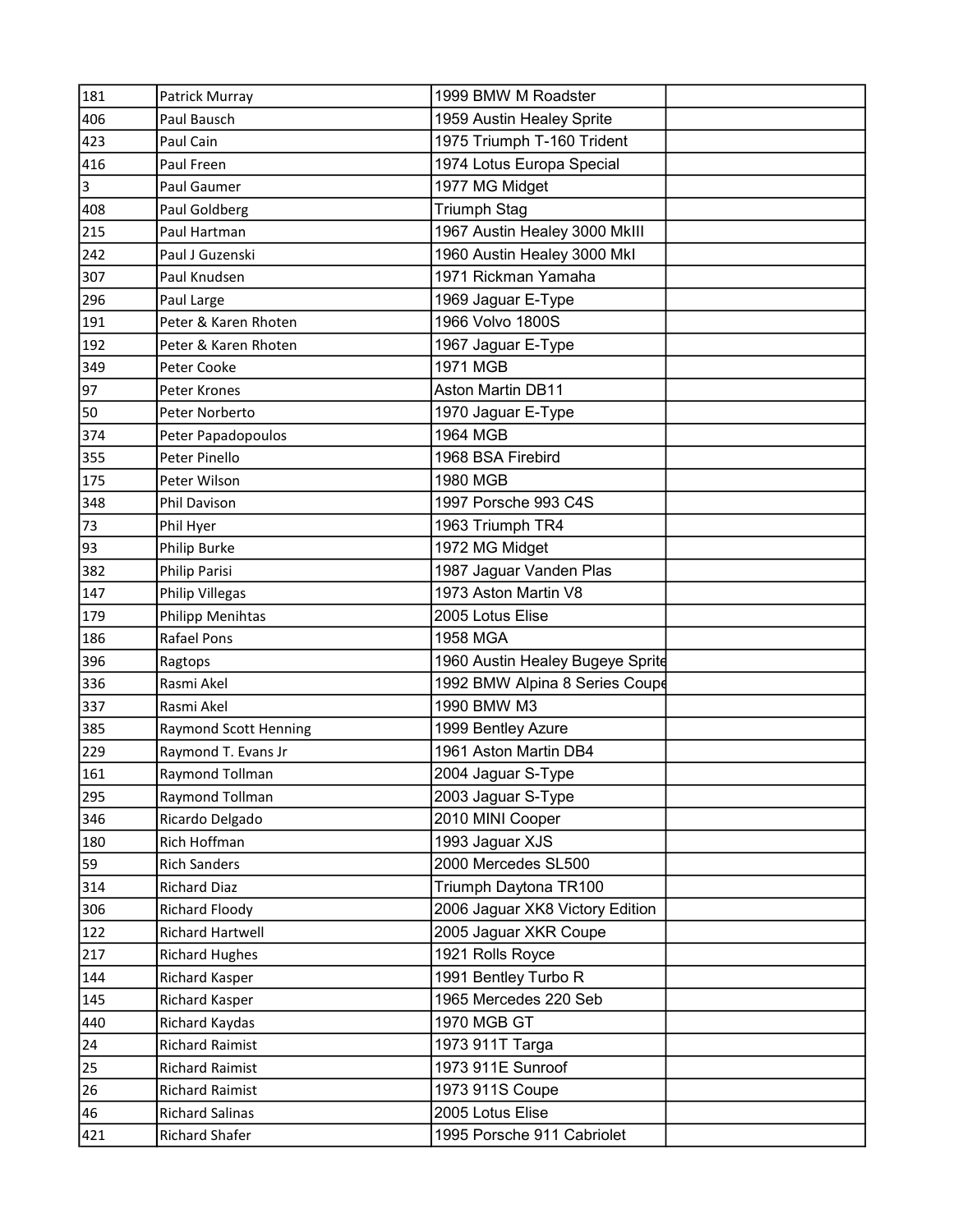| | | | |
|---|---|---|---|
| 181 | Patrick Murray | 1999 BMW M Roadster | |
| 406 | Paul Bausch | 1959 Austin Healey Sprite | |
| 423 | Paul Cain | 1975 Triumph T-160 Trident | |
| 416 | Paul Freen | 1974 Lotus Europa Special | |
| 3 | Paul Gaumer | 1977 MG Midget | |
| 408 | Paul Goldberg | Triumph Stag | |
| 215 | Paul Hartman | 1967 Austin Healey 3000 MkIII | |
| 242 | Paul J Guzenski | 1960 Austin Healey 3000 MkI | |
| 307 | Paul Knudsen | 1971 Rickman Yamaha | |
| 296 | Paul Large | 1969 Jaguar E-Type | |
| 191 | Peter & Karen Rhoten | 1966 Volvo 1800S | |
| 192 | Peter & Karen Rhoten | 1967 Jaguar E-Type | |
| 349 | Peter Cooke | 1971 MGB | |
| 97 | Peter Krones | Aston Martin DB11 | |
| 50 | Peter Norberto | 1970 Jaguar E-Type | |
| 374 | Peter Papadopoulos | 1964 MGB | |
| 355 | Peter Pinello | 1968 BSA Firebird | |
| 175 | Peter Wilson | 1980 MGB | |
| 348 | Phil Davison | 1997 Porsche 993 C4S | |
| 73 | Phil Hyer | 1963 Triumph TR4 | |
| 93 | Philip Burke | 1972 MG Midget | |
| 382 | Philip Parisi | 1987 Jaguar Vanden Plas | |
| 147 | Philip Villegas | 1973 Aston Martin V8 | |
| 179 | Philipp Menihtas | 2005 Lotus Elise | |
| 186 | Rafael Pons | 1958 MGA | |
| 396 | Ragtops | 1960 Austin Healey Bugeye Sprite | |
| 336 | Rasmi Akel | 1992 BMW Alpina 8 Series Coupe | |
| 337 | Rasmi Akel | 1990 BMW M3 | |
| 385 | Raymond Scott Henning | 1999 Bentley Azure | |
| 229 | Raymond T. Evans Jr | 1961 Aston Martin DB4 | |
| 161 | Raymond Tollman | 2004 Jaguar S-Type | |
| 295 | Raymond Tollman | 2003 Jaguar S-Type | |
| 346 | Ricardo Delgado | 2010 MINI Cooper | |
| 180 | Rich Hoffman | 1993 Jaguar XJS | |
| 59 | Rich Sanders | 2000 Mercedes SL500 | |
| 314 | Richard Diaz | Triumph Daytona TR100 | |
| 306 | Richard Floody | 2006 Jaguar XK8 Victory Edition | |
| 122 | Richard Hartwell | 2005 Jaguar XKR Coupe | |
| 217 | Richard Hughes | 1921 Rolls Royce | |
| 144 | Richard Kasper | 1991 Bentley Turbo R | |
| 145 | Richard Kasper | 1965 Mercedes 220 Seb | |
| 440 | Richard Kaydas | 1970 MGB GT | |
| 24 | Richard Raimist | 1973 911T Targa | |
| 25 | Richard Raimist | 1973 911E Sunroof | |
| 26 | Richard Raimist | 1973 911S Coupe | |
| 46 | Richard Salinas | 2005 Lotus Elise | |
| 421 | Richard Shafer | 1995 Porsche 911 Cabriolet | |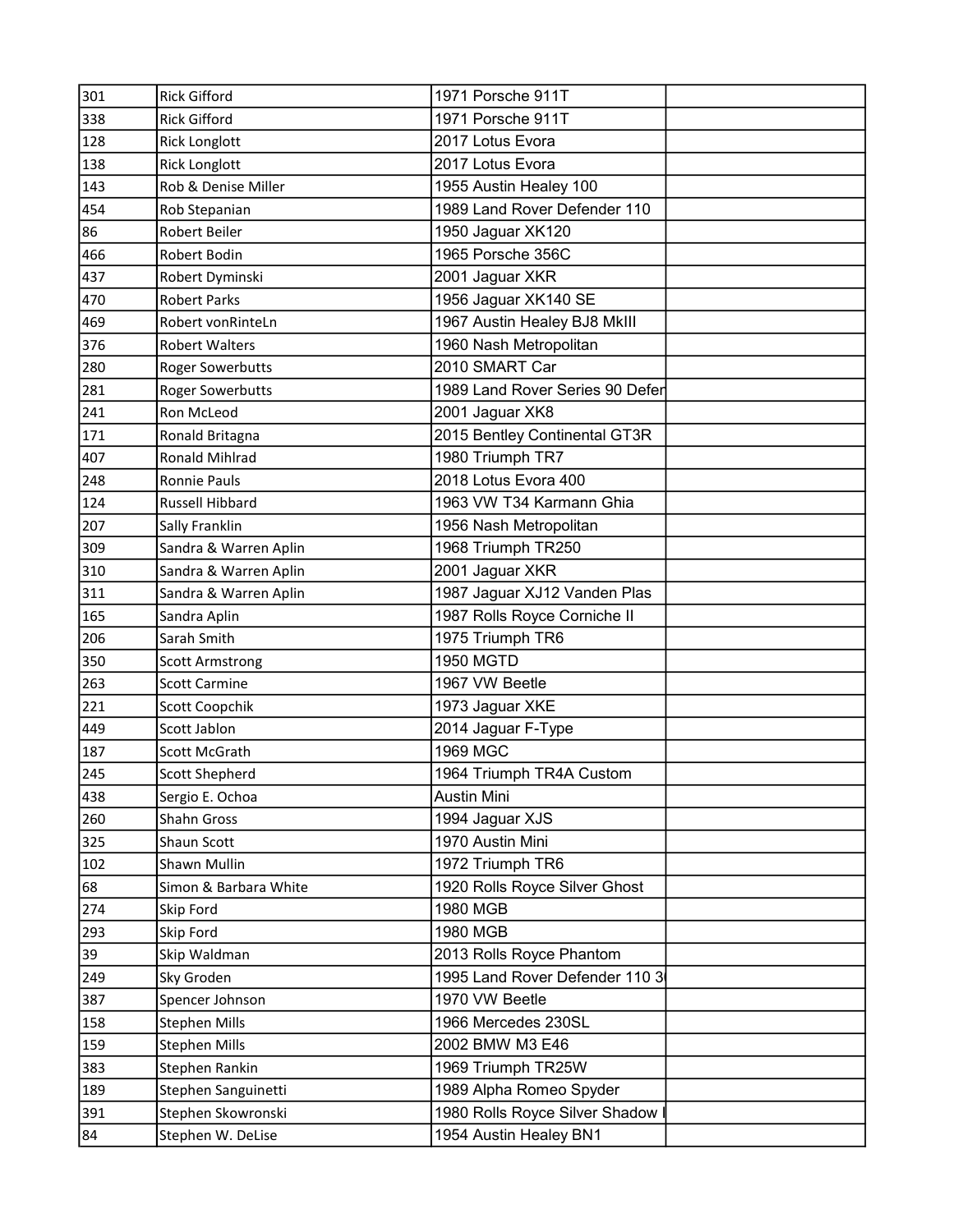| | | | |
|---|---|---|---|
| 301 | Rick Gifford | 1971 Porsche 911T | |
| 338 | Rick Gifford | 1971 Porsche 911T | |
| 128 | Rick Longlott | 2017 Lotus Evora | |
| 138 | Rick Longlott | 2017 Lotus Evora | |
| 143 | Rob & Denise Miller | 1955 Austin Healey 100 | |
| 454 | Rob Stepanian | 1989 Land Rover Defender 110 | |
| 86 | Robert Beiler | 1950 Jaguar XK120 | |
| 466 | Robert Bodin | 1965 Porsche 356C | |
| 437 | Robert Dyminski | 2001 Jaguar XKR | |
| 470 | Robert Parks | 1956 Jaguar XK140 SE | |
| 469 | Robert vonRinteLn | 1967 Austin Healey BJ8 MkIII | |
| 376 | Robert Walters | 1960 Nash Metropolitan | |
| 280 | Roger Sowerbutts | 2010 SMART Car | |
| 281 | Roger Sowerbutts | 1989 Land Rover Series 90 Defen | |
| 241 | Ron McLeod | 2001 Jaguar XK8 | |
| 171 | Ronald Britagna | 2015 Bentley Continental GT3R | |
| 407 | Ronald Mihlrad | 1980 Triumph TR7 | |
| 248 | Ronnie Pauls | 2018 Lotus Evora 400 | |
| 124 | Russell Hibbard | 1963 VW T34 Karmann Ghia | |
| 207 | Sally Franklin | 1956 Nash Metropolitan | |
| 309 | Sandra & Warren Aplin | 1968 Triumph TR250 | |
| 310 | Sandra & Warren Aplin | 2001 Jaguar XKR | |
| 311 | Sandra & Warren Aplin | 1987 Jaguar XJ12 Vanden Plas | |
| 165 | Sandra Aplin | 1987 Rolls Royce Corniche II | |
| 206 | Sarah Smith | 1975 Triumph TR6 | |
| 350 | Scott Armstrong | 1950 MGTD | |
| 263 | Scott Carmine | 1967 VW Beetle | |
| 221 | Scott Coopchik | 1973 Jaguar XKE | |
| 449 | Scott Jablon | 2014 Jaguar F-Type | |
| 187 | Scott McGrath | 1969 MGC | |
| 245 | Scott Shepherd | 1964 Triumph TR4A Custom | |
| 438 | Sergio E. Ochoa | Austin Mini | |
| 260 | Shahn Gross | 1994 Jaguar XJS | |
| 325 | Shaun Scott | 1970 Austin Mini | |
| 102 | Shawn Mullin | 1972 Triumph TR6 | |
| 68 | Simon & Barbara White | 1920 Rolls Royce Silver Ghost | |
| 274 | Skip Ford | 1980 MGB | |
| 293 | Skip Ford | 1980 MGB | |
| 39 | Skip Waldman | 2013 Rolls Royce Phantom | |
| 249 | Sky Groden | 1995 Land Rover Defender 110 3 | |
| 387 | Spencer Johnson | 1970 VW Beetle | |
| 158 | Stephen Mills | 1966 Mercedes 230SL | |
| 159 | Stephen Mills | 2002 BMW M3 E46 | |
| 383 | Stephen Rankin | 1969 Triumph TR25W | |
| 189 | Stephen Sanguinetti | 1989 Alpha Romeo Spyder | |
| 391 | Stephen Skowronski | 1980 Rolls Royce Silver Shadow I | |
| 84 | Stephen W. DeLise | 1954 Austin Healey BN1 | |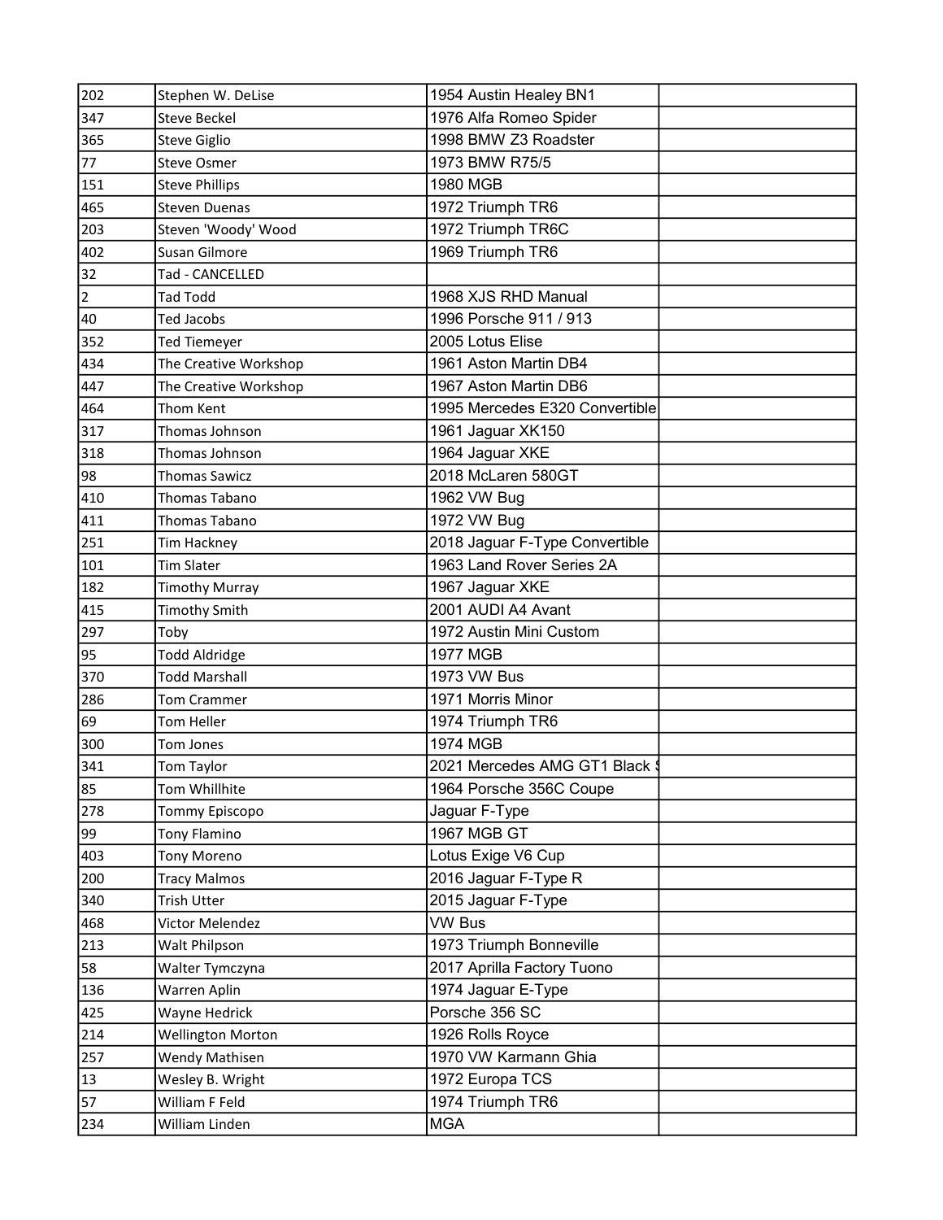| | | | |
|---|---|---|---|
| 202 | Stephen W. DeLise | 1954 Austin Healey BN1 | |
| 347 | Steve Beckel | 1976 Alfa Romeo Spider | |
| 365 | Steve Giglio | 1998 BMW Z3 Roadster | |
| 77 | Steve Osmer | 1973 BMW R75/5 | |
| 151 | Steve Phillips | 1980 MGB | |
| 465 | Steven Duenas | 1972 Triumph TR6 | |
| 203 | Steven 'Woody' Wood | 1972 Triumph TR6C | |
| 402 | Susan Gilmore | 1969 Triumph TR6 | |
| 32 | Tad - CANCELLED | | |
| 2 | Tad Todd | 1968 XJS RHD Manual | |
| 40 | Ted Jacobs | 1996 Porsche 911 / 913 | |
| 352 | Ted Tiemeyer | 2005 Lotus Elise | |
| 434 | The Creative Workshop | 1961 Aston Martin DB4 | |
| 447 | The Creative Workshop | 1967 Aston Martin DB6 | |
| 464 | Thom Kent | 1995 Mercedes E320 Convertible | |
| 317 | Thomas Johnson | 1961 Jaguar XK150 | |
| 318 | Thomas Johnson | 1964 Jaguar XKE | |
| 98 | Thomas Sawicz | 2018 McLaren 580GT | |
| 410 | Thomas Tabano | 1962 VW Bug | |
| 411 | Thomas Tabano | 1972 VW Bug | |
| 251 | Tim Hackney | 2018 Jaguar F-Type Convertible | |
| 101 | Tim Slater | 1963 Land Rover Series 2A | |
| 182 | Timothy Murray | 1967 Jaguar XKE | |
| 415 | Timothy Smith | 2001 AUDI A4 Avant | |
| 297 | Toby | 1972 Austin Mini Custom | |
| 95 | Todd Aldridge | 1977 MGB | |
| 370 | Todd Marshall | 1973 VW Bus | |
| 286 | Tom Crammer | 1971 Morris Minor | |
| 69 | Tom Heller | 1974 Triumph TR6 | |
| 300 | Tom Jones | 1974 MGB | |
| 341 | Tom Taylor | 2021 Mercedes AMG GT1 Black S | |
| 85 | Tom Whillhite | 1964 Porsche 356C Coupe | |
| 278 | Tommy Episcopo | Jaguar F-Type | |
| 99 | Tony Flamino | 1967 MGB GT | |
| 403 | Tony Moreno | Lotus Exige V6 Cup | |
| 200 | Tracy Malmos | 2016 Jaguar F-Type R | |
| 340 | Trish Utter | 2015 Jaguar F-Type | |
| 468 | Victor Melendez | VW Bus | |
| 213 | Walt Philpson | 1973 Triumph Bonneville | |
| 58 | Walter Tymczyna | 2017 Aprilla Factory Tuono | |
| 136 | Warren Aplin | 1974 Jaguar E-Type | |
| 425 | Wayne Hedrick | Porsche 356 SC | |
| 214 | Wellington Morton | 1926 Rolls Royce | |
| 257 | Wendy Mathisen | 1970 VW Karmann Ghia | |
| 13 | Wesley B. Wright | 1972 Europa TCS | |
| 57 | William F Feld | 1974 Triumph TR6 | |
| 234 | William Linden | MGA | |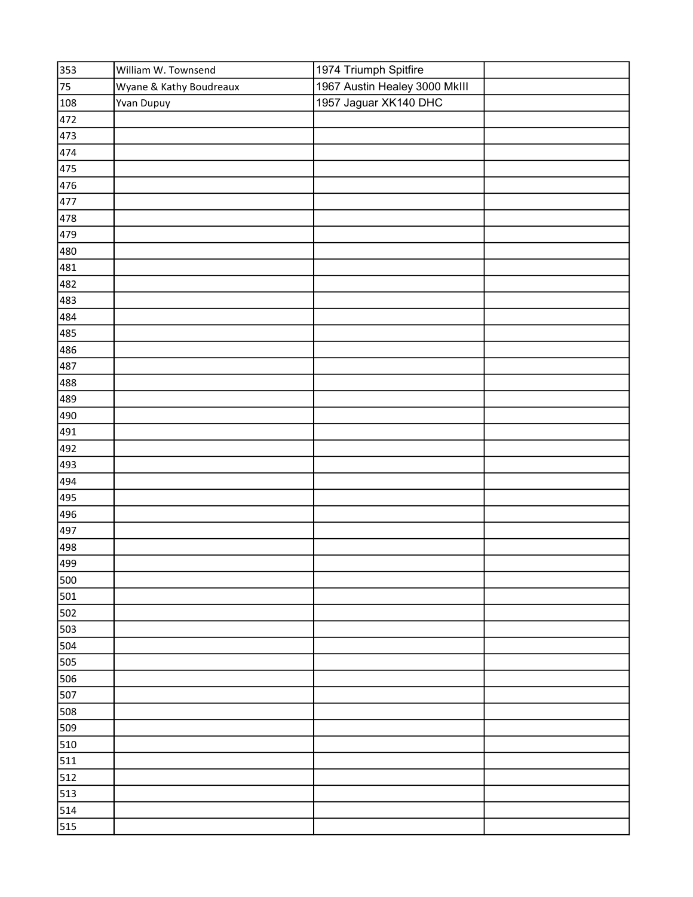| | | | |
|---|---|---|---|
| 353 | William W. Townsend | 1974 Triumph Spitfire | |
| 75 | Wyane & Kathy Boudreaux | 1967 Austin Healey 3000 MkIII | |
| 108 | Yvan Dupuy | 1957 Jaguar XK140 DHC | |
| 472 | | | |
| 473 | | | |
| 474 | | | |
| 475 | | | |
| 476 | | | |
| 477 | | | |
| 478 | | | |
| 479 | | | |
| 480 | | | |
| 481 | | | |
| 482 | | | |
| 483 | | | |
| 484 | | | |
| 485 | | | |
| 486 | | | |
| 487 | | | |
| 488 | | | |
| 489 | | | |
| 490 | | | |
| 491 | | | |
| 492 | | | |
| 493 | | | |
| 494 | | | |
| 495 | | | |
| 496 | | | |
| 497 | | | |
| 498 | | | |
| 499 | | | |
| 500 | | | |
| 501 | | | |
| 502 | | | |
| 503 | | | |
| 504 | | | |
| 505 | | | |
| 506 | | | |
| 507 | | | |
| 508 | | | |
| 509 | | | |
| 510 | | | |
| 511 | | | |
| 512 | | | |
| 513 | | | |
| 514 | | | |
| 515 | | | |